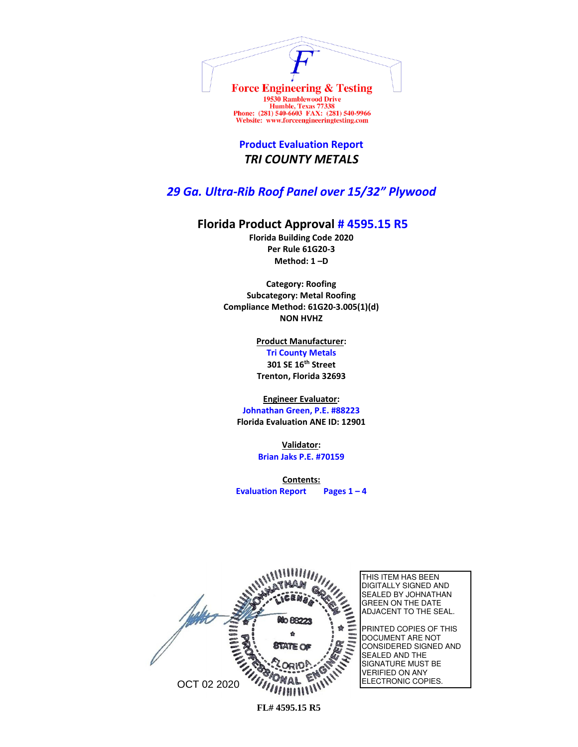**Force Engineering & Testing**
19530 Ramblewood Drive
Humble, Texas 77338
Phone: (281) 540-6603 FAX: (281) 540-9966
Website: www.forceengineeringtesting.com

# Product Evaluation Report

## *TRI COUNTY METALS*

## *29 Ga. Ultra-Rib Roof Panel over 15/32" Plywood*

## Florida Product Approval # 4595.15 R5

**Florida Building Code 2020**
**Per Rule 61G20-3**
**Method: 1 –D**

**Category: Roofing**
**Subcategory: Metal Roofing**
**Compliance Method: 61G20-3.005(1)(d)**
**NON HVHZ**

**Product Manufacturer:**
**Tri County Metals**
**301 SE 16th Street**
**Trenton, Florida 32693**

**Engineer Evaluator:**
**Johnathan Green, P.E. #88223**
**Florida Evaluation ANE ID: 12901**

**Validator:**
**Brian Jaks P.E. #70159**

**Contents:**
**Evaluation Report Pages 1 – 4**

JOHNATHAN GREEN LICENSE No 88223 STATE OF FLORIDA PROFESSIONAL ENGINEER

OCT 02 2020

THIS ITEM HAS BEEN DIGITALLY SIGNED AND SEALED BY JOHNATHAN GREEN ON THE DATE ADJACENT TO THE SEAL.

PRINTED COPIES OF THIS DOCUMENT ARE NOT CONSIDERED SIGNED AND SEALED AND THE SIGNATURE MUST BE VERIFIED ON ANY ELECTRONIC COPIES.

FL# 4595.15 R5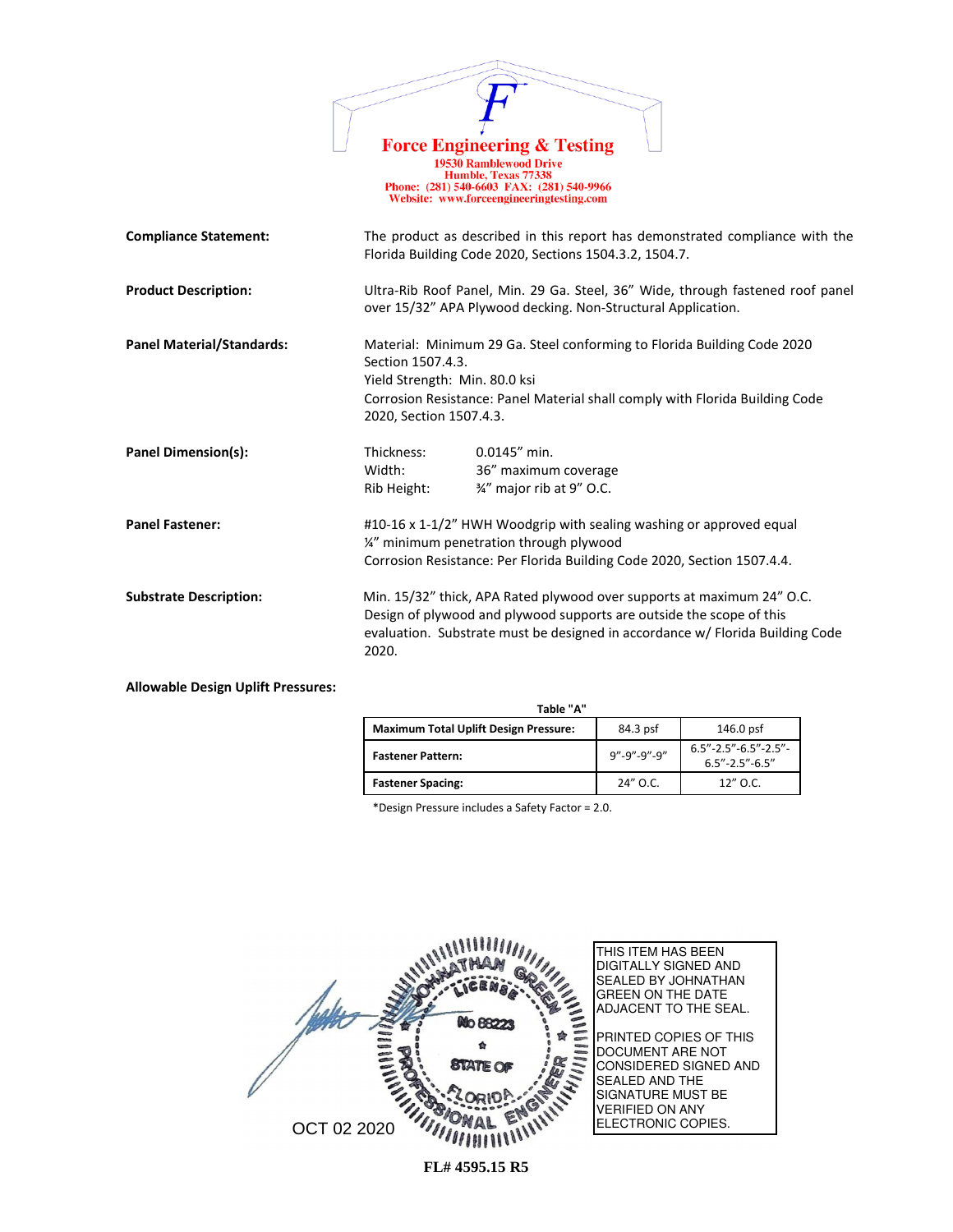**Force Engineering & Testing**
19530 Ramblewood Drive
Humble, Texas 77338
Phone: (281) 540-6603 FAX: (281) 540-9966
Website: www.forceengineeringtesting.com

**Compliance Statement:** The product as described in this report has demonstrated compliance with the Florida Building Code 2020, Sections 1504.3.2, 1504.7.

**Product Description:** Ultra-Rib Roof Panel, Min. 29 Ga. Steel, 36" Wide, through fastened roof panel over 15/32" APA Plywood decking. Non-Structural Application.

**Panel Material/Standards:** Material: Minimum 29 Ga. Steel conforming to Florida Building Code 2020 Section 1507.4.3.
Yield Strength: Min. 80.0 ksi
Corrosion Resistance: Panel Material shall comply with Florida Building Code 2020, Section 1507.4.3.

**Panel Dimension(s):**
Thickness: 0.0145" min.
Width: 36" maximum coverage
Rib Height: ¾" major rib at 9" O.C.

**Panel Fastener:** #10-16 x 1-1/2" HWH Woodgrip with sealing washing or approved equal
¼" minimum penetration through plywood
Corrosion Resistance: Per Florida Building Code 2020, Section 1507.4.4.

**Substrate Description:** Min. 15/32" thick, APA Rated plywood over supports at maximum 24" O.C. Design of plywood and plywood supports are outside the scope of this evaluation. Substrate must be designed in accordance w/ Florida Building Code 2020.

**Allowable Design Uplift Pressures:**

**Table "A"**

| **Maximum Total Uplift Design Pressure:** | 84.3 psf | 146.0 psf |
|---|---|---|
| **Fastener Pattern:** | 9"-9"-9"-9" | 6.5"-2.5"-6.5"-2.5"-6.5"-2.5"-6.5" |
| **Fastener Spacing:** | 24" O.C. | 12" O.C. |

*Design Pressure includes a Safety Factor = 2.0.

JOHNATHAN GREEN LICENSE No 68223 STATE OF FLORIDA PROFESSIONAL ENGINEER

OCT 02 2020

THIS ITEM HAS BEEN DIGITALLY SIGNED AND SEALED BY JOHNATHAN GREEN ON THE DATE ADJACENT TO THE SEAL.

PRINTED COPIES OF THIS DOCUMENT ARE NOT CONSIDERED SIGNED AND SEALED AND THE SIGNATURE MUST BE VERIFIED ON ANY ELECTRONIC COPIES.

**FL# 4595.15 R5**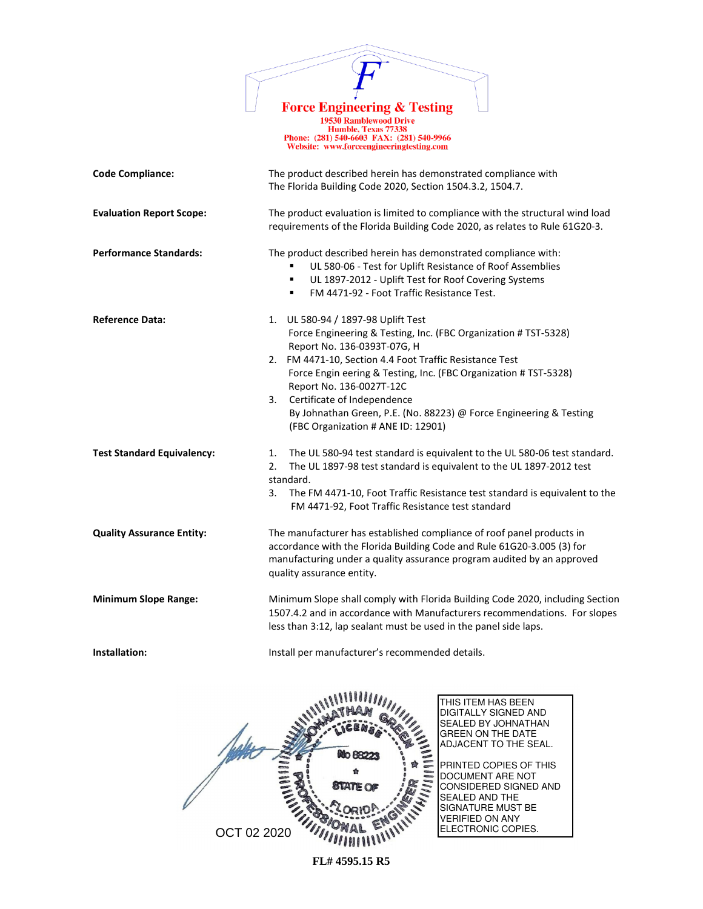**Force Engineering & Testing**
19530 Ramblewood Drive
Humble, Texas 77338
Phone: (281) 540-6603 FAX: (281) 540-9966
Website: www.forceengineeringtesting.com

**Code Compliance:** The product described herein has demonstrated compliance with The Florida Building Code 2020, Section 1504.3.2, 1504.7.

**Evaluation Report Scope:** The product evaluation is limited to compliance with the structural wind load requirements of the Florida Building Code 2020, as relates to Rule 61G20-3.

**Performance Standards:** The product described herein has demonstrated compliance with:

- UL 580-06 - Test for Uplift Resistance of Roof Assemblies
- UL 1897-2012 - Uplift Test for Roof Covering Systems
- FM 4471-92 - Foot Traffic Resistance Test.

**Reference Data:**

1. UL 580-94 / 1897-98 Uplift Test
   Force Engineering & Testing, Inc. (FBC Organization # TST-5328)
   Report No. 136-0393T-07G, H
2. FM 4471-10, Section 4.4 Foot Traffic Resistance Test
   Force Engin eering & Testing, Inc. (FBC Organization # TST-5328)
   Report No. 136-0027T-12C
3. Certificate of Independence
   By Johnathan Green, P.E. (No. 88223) @ Force Engineering & Testing
   (FBC Organization # ANE ID: 12901)

**Test Standard Equivalency:**

1. The UL 580-94 test standard is equivalent to the UL 580-06 test standard.
2. The UL 1897-98 test standard is equivalent to the UL 1897-2012 test standard.
3. The FM 4471-10, Foot Traffic Resistance test standard is equivalent to the FM 4471-92, Foot Traffic Resistance test standard

**Quality Assurance Entity:** The manufacturer has established compliance of roof panel products in accordance with the Florida Building Code and Rule 61G20-3.005 (3) for manufacturing under a quality assurance program audited by an approved quality assurance entity.

**Minimum Slope Range:** Minimum Slope shall comply with Florida Building Code 2020, including Section 1507.4.2 and in accordance with Manufacturers recommendations. For slopes less than 3:12, lap sealant must be used in the panel side laps.

**Installation:** Install per manufacturer's recommended details.

JOHNATHAN GREEN
LICENSE
No 88223
STATE OF
FLORIDA
PROFESSIONAL ENGINEER

OCT 02 2020

THIS ITEM HAS BEEN DIGITALLY SIGNED AND SEALED BY JOHNATHAN GREEN ON THE DATE ADJACENT TO THE SEAL.

PRINTED COPIES OF THIS DOCUMENT ARE NOT CONSIDERED SIGNED AND SEALED AND THE SIGNATURE MUST BE VERIFIED ON ANY ELECTRONIC COPIES.

**FL# 4595.15 R5**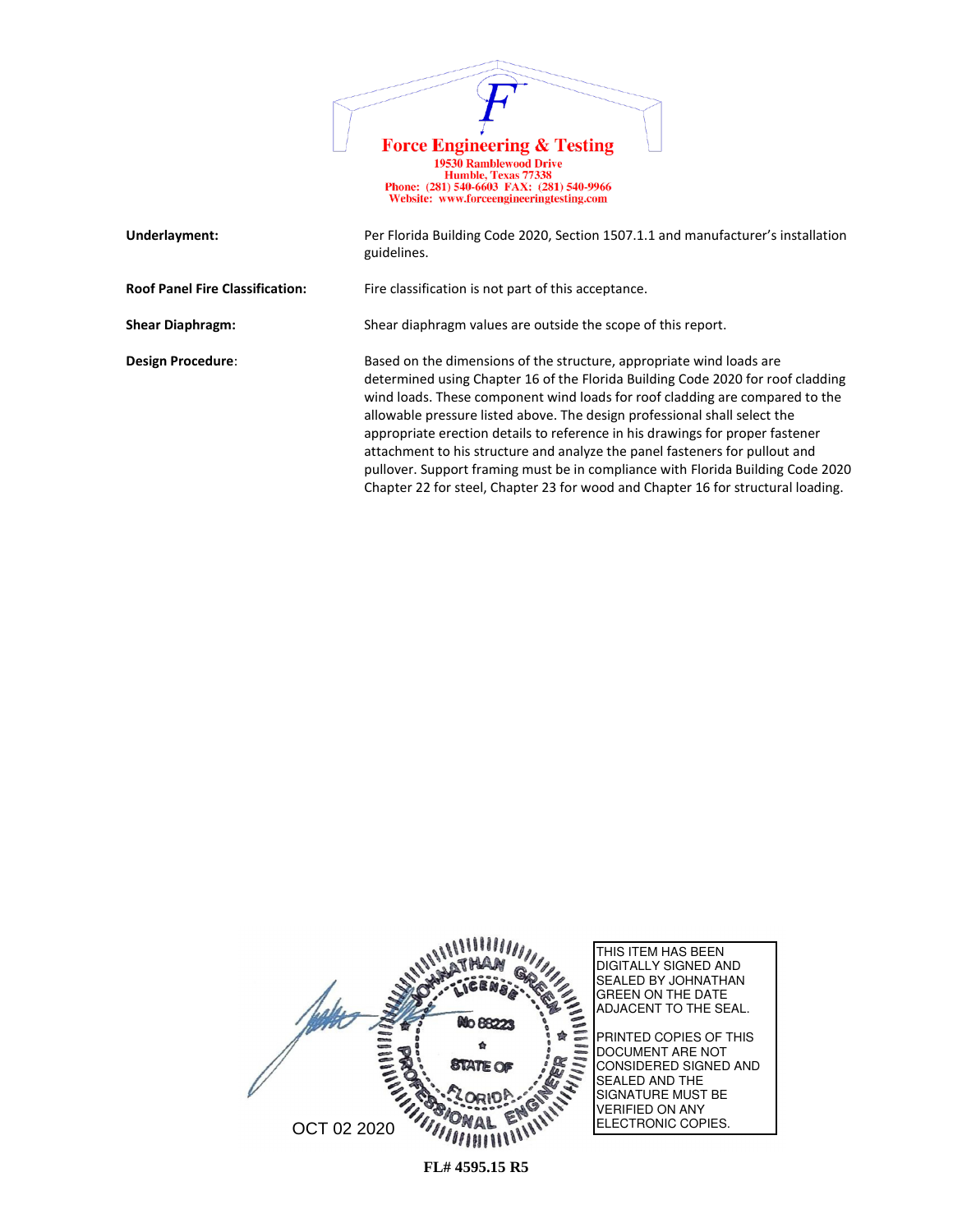**Underlayment:** Per Florida Building Code 2020, Section 1507.1.1 and manufacturer's installation guidelines.

**Roof Panel Fire Classification:** Fire classification is not part of this acceptance.

**Shear Diaphragm:** Shear diaphragm values are outside the scope of this report.

**Design Procedure**: Based on the dimensions of the structure, appropriate wind loads are determined using Chapter 16 of the Florida Building Code 2020 for roof cladding wind loads. These component wind loads for roof cladding are compared to the allowable pressure listed above. The design professional shall select the appropriate erection details to reference in his drawings for proper fastener attachment to his structure and analyze the panel fasteners for pullout and pullover. Support framing must be in compliance with Florida Building Code 2020 Chapter 22 for steel, Chapter 23 for wood and Chapter 16 for structural loading.

OCT 02 2020

JOHNATHAN GREEN LICENSE No 88223 STATE OF FLORIDA PROFESSIONAL ENGINEER

THIS ITEM HAS BEEN DIGITALLY SIGNED AND SEALED BY JOHNATHAN GREEN ON THE DATE ADJACENT TO THE SEAL.

PRINTED COPIES OF THIS DOCUMENT ARE NOT CONSIDERED SIGNED AND SEALED AND THE SIGNATURE MUST BE VERIFIED ON ANY ELECTRONIC COPIES.

**FL# 4595.15 R5**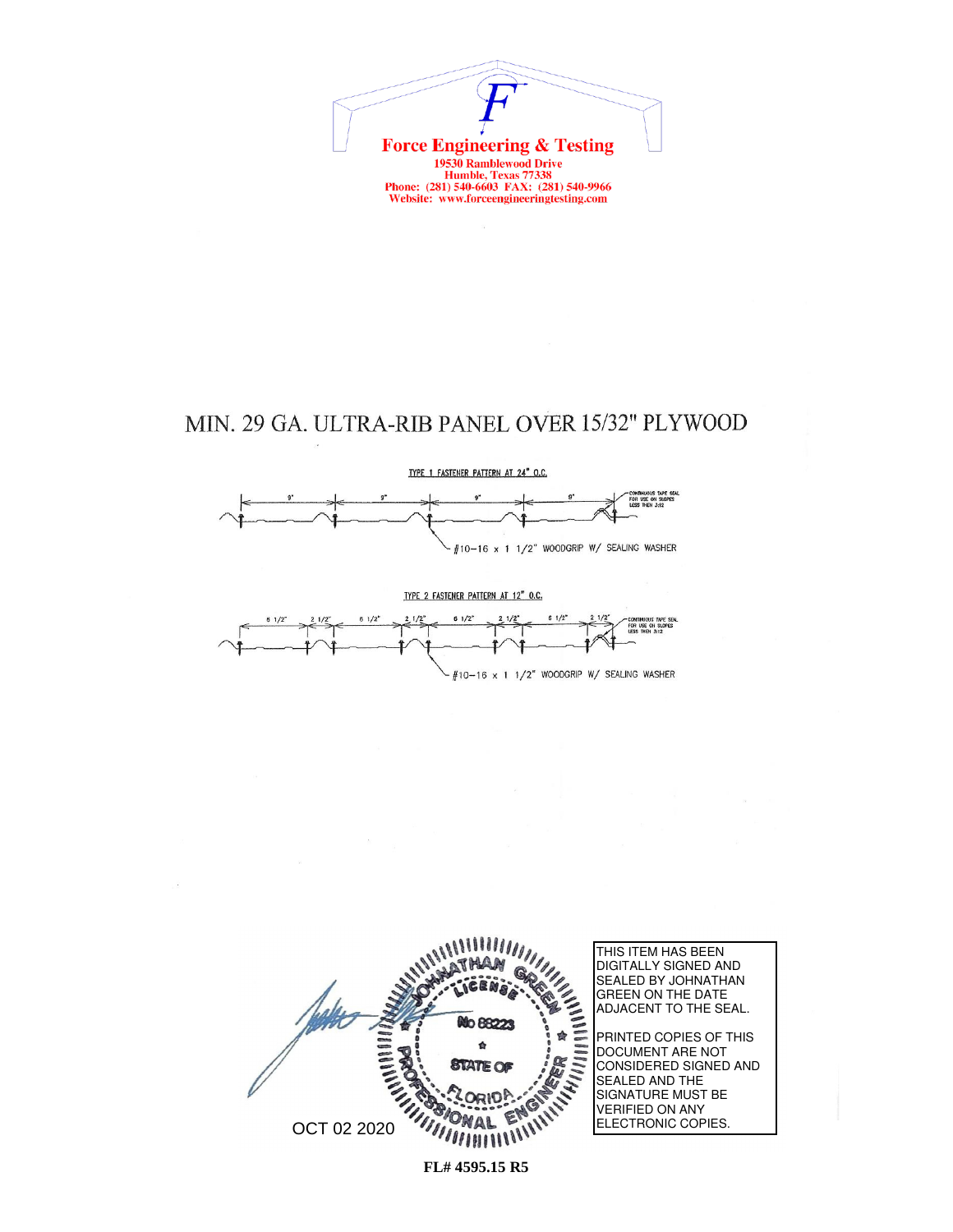**Force Engineering & Testing**
19530 Ramblewood Drive
Humble, Texas 77338
Phone: (281) 540-6603 FAX: (281) 540-9966
Website: www.forceengineeringtesting.com

# MIN. 29 GA. ULTRA-RIB PANEL OVER 15/32" PLYWOOD

TYPE 1 FASTENER PATTERN AT 24" O.C.

9" 9" 9" 9"

CONTINUOUS TAPE SEAL FOR USE ON SLOPES LESS THEN 3:12

#10-16 x 1 1/2" WOODGRIP W/ SEALING WASHER

TYPE 2 FASTENER PATTERN AT 12" O.C.

6 1/2" 2 1/2" 6 1/2" 2 1/2" 6 1/2" 2 1/2" 6 1/2" 2 1/2"

CONTINUOUS TAPE SEAL FOR USE ON SLOPES LESS THEN 3:12

#10-16 x 1 1/2" WOODGRIP W/ SEALING WASHER

JOHNATHAN GREEN
LICENSE
No 88223
STATE OF
FLORIDA
PROFESSIONAL ENGINEER

OCT 02 2020

THIS ITEM HAS BEEN DIGITALLY SIGNED AND SEALED BY JOHNATHAN GREEN ON THE DATE ADJACENT TO THE SEAL.

PRINTED COPIES OF THIS DOCUMENT ARE NOT CONSIDERED SIGNED AND SEALED AND THE SIGNATURE MUST BE VERIFIED ON ANY ELECTRONIC COPIES.

**FL# 4595.15 R5**